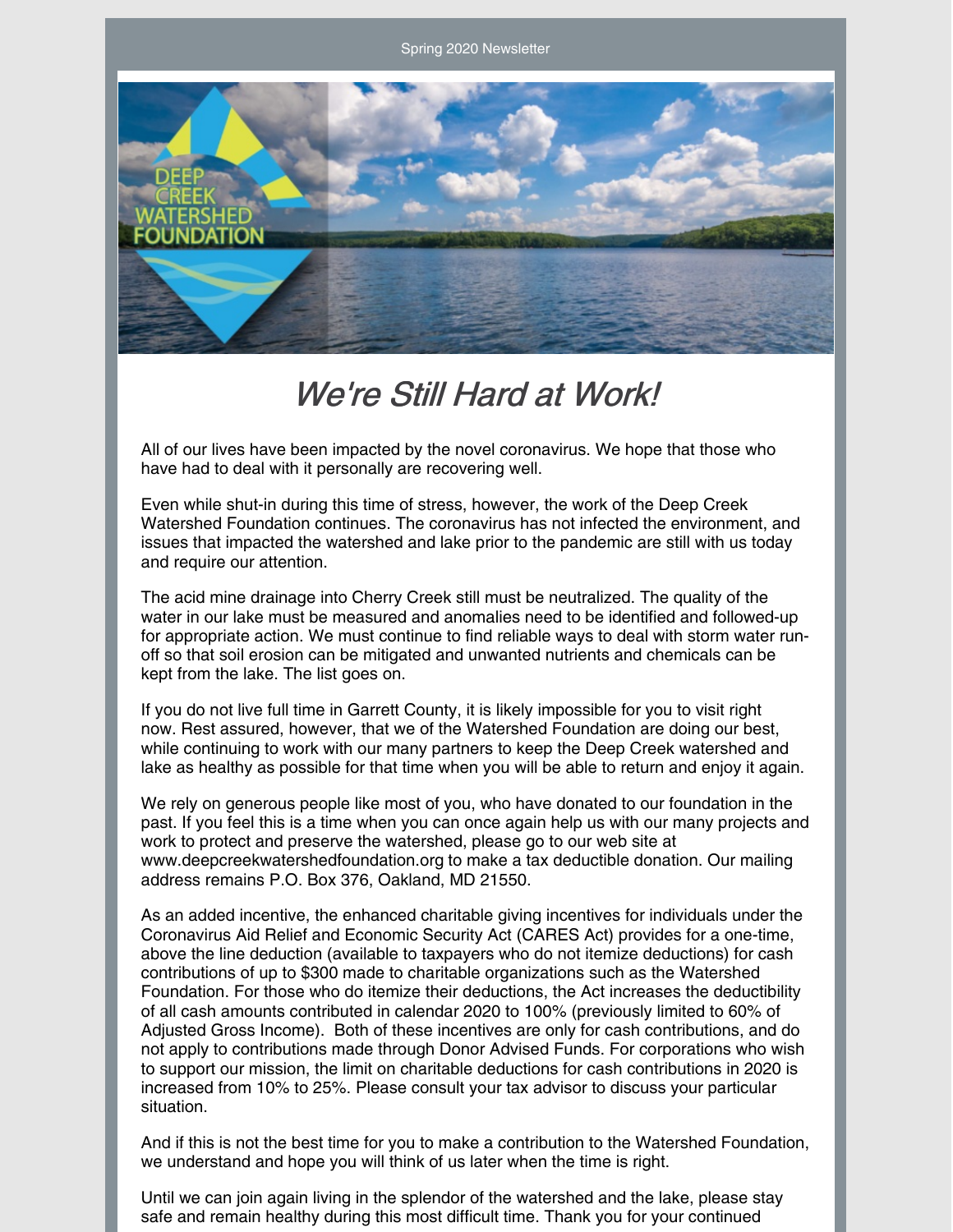Spring 2020 Newsletter

# *We're Still Hard at Work!*

All of our lives have been impacted by the novel coronavirus. We hope that those who have had to deal with it personally are recovering well.

Even while shut-in during this time of stress, however, the work of the Deep Creek Watershed Foundation continues. The coronavirus has not infected the environment, and issues that impacted the watershed and lake prior to the pandemic are still with us today and require our attention.

The acid mine drainage into Cherry Creek still must be neutralized. The quality of the water in our lake must be measured and anomalies need to be identified and followed-up for appropriate action. We must continue to find reliable ways to deal with storm water run-off so that soil erosion can be mitigated and unwanted nutrients and chemicals can be kept from the lake. The list goes on.

If you do not live full time in Garrett County, it is likely impossible for you to visit right now. Rest assured, however, that we of the Watershed Foundation are doing our best, while continuing to work with our many partners to keep the Deep Creek watershed and lake as healthy as possible for that time when you will be able to return and enjoy it again.

We rely on generous people like most of you, who have donated to our foundation in the past. If you feel this is a time when you can once again help us with our many projects and work to protect and preserve the watershed, please go to our web site at www.deepcreekwatershedfoundation.org to make a tax deductible donation. Our mailing address remains P.O. Box 376, Oakland, MD 21550.

As an added incentive, the enhanced charitable giving incentives for individuals under the Coronavirus Aid Relief and Economic Security Act (CARES Act) provides for a one-time, above the line deduction (available to taxpayers who do not itemize deductions) for cash contributions of up to $300 made to charitable organizations such as the Watershed Foundation. For those who do itemize their deductions, the Act increases the deductibility of all cash amounts contributed in calendar 2020 to 100% (previously limited to 60% of Adjusted Gross Income). Both of these incentives are only for cash contributions, and do not apply to contributions made through Donor Advised Funds. For corporations who wish to support our mission, the limit on charitable deductions for cash contributions in 2020 is increased from 10% to 25%. Please consult your tax advisor to discuss your particular situation.

And if this is not the best time for you to make a contribution to the Watershed Foundation, we understand and hope you will think of us later when the time is right.

Until we can join again living in the splendor of the watershed and the lake, please stay safe and remain healthy during this most difficult time. Thank you for your continued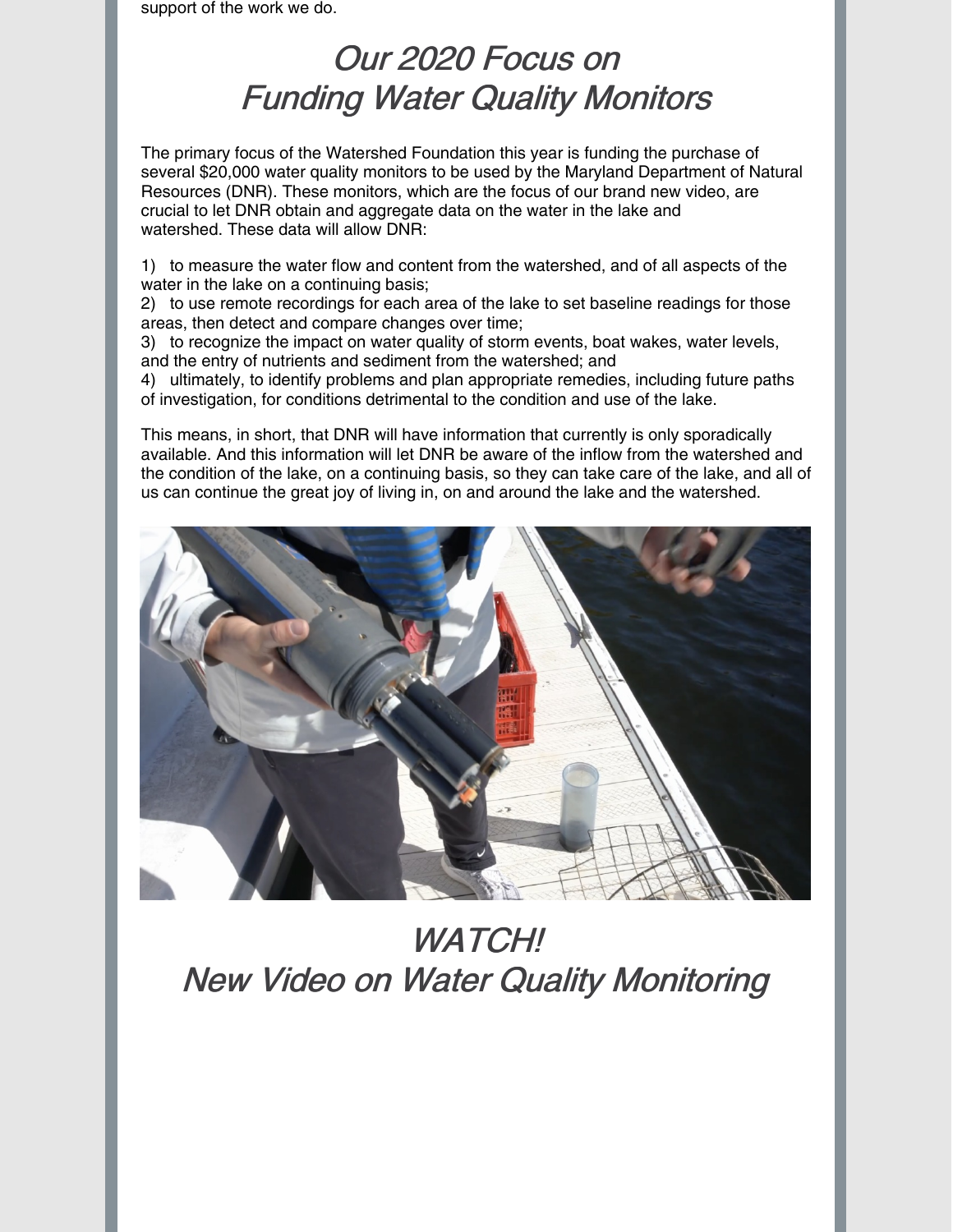support of the work we do.

## *Our 2020 Focus on Funding Water Quality Monitors*

The primary focus of the Watershed Foundation this year is funding the purchase of several $20,000 water quality monitors to be used by the Maryland Department of Natural Resources (DNR). These monitors, which are the focus of our brand new video, are crucial to let DNR obtain and aggregate data on the water in the lake and watershed. These data will allow DNR:

1) to measure the water flow and content from the watershed, and of all aspects of the water in the lake on a continuing basis;
2) to use remote recordings for each area of the lake to set baseline readings for those areas, then detect and compare changes over time;
3) to recognize the impact on water quality of storm events, boat wakes, water levels, and the entry of nutrients and sediment from the watershed; and
4) ultimately, to identify problems and plan appropriate remedies, including future paths of investigation, for conditions detrimental to the condition and use of the lake.

This means, in short, that DNR will have information that currently is only sporadically available. And this information will let DNR be aware of the inflow from the watershed and the condition of the lake, on a continuing basis, so they can take care of the lake, and all of us can continue the great joy of living in, on and around the lake and the watershed.

## *WATCH! New Video on Water Quality Monitoring*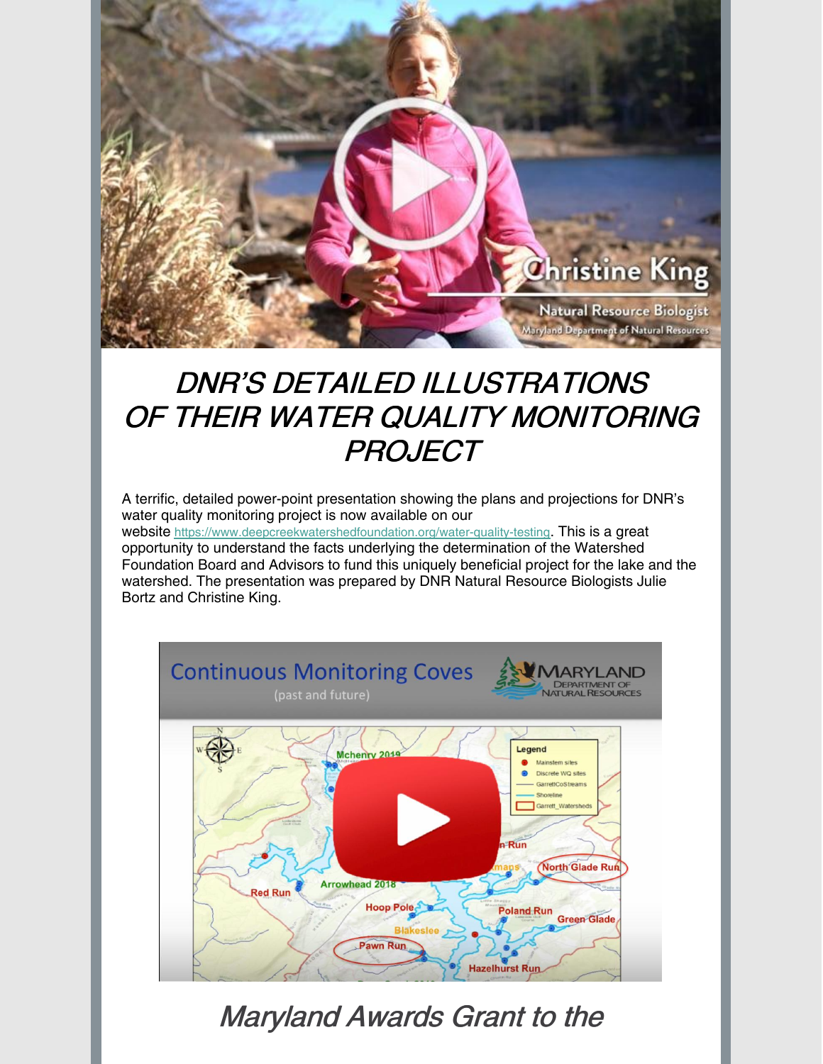# *DNR'S DETAILED ILLUSTRATIONS OF THEIR WATER QUALITY MONITORING PROJECT*

A terrific, detailed power-point presentation showing the plans and projections for DNR's water quality monitoring project is now available on our website https://www.deepcreekwatershedfoundation.org/water-quality-testing. This is a great opportunity to understand the facts underlying the determination of the Watershed Foundation Board and Advisors to fund this uniquely beneficial project for the lake and the watershed. The presentation was prepared by DNR Natural Resource Biologists Julie Bortz and Christine King.

# *Maryland Awards Grant to the*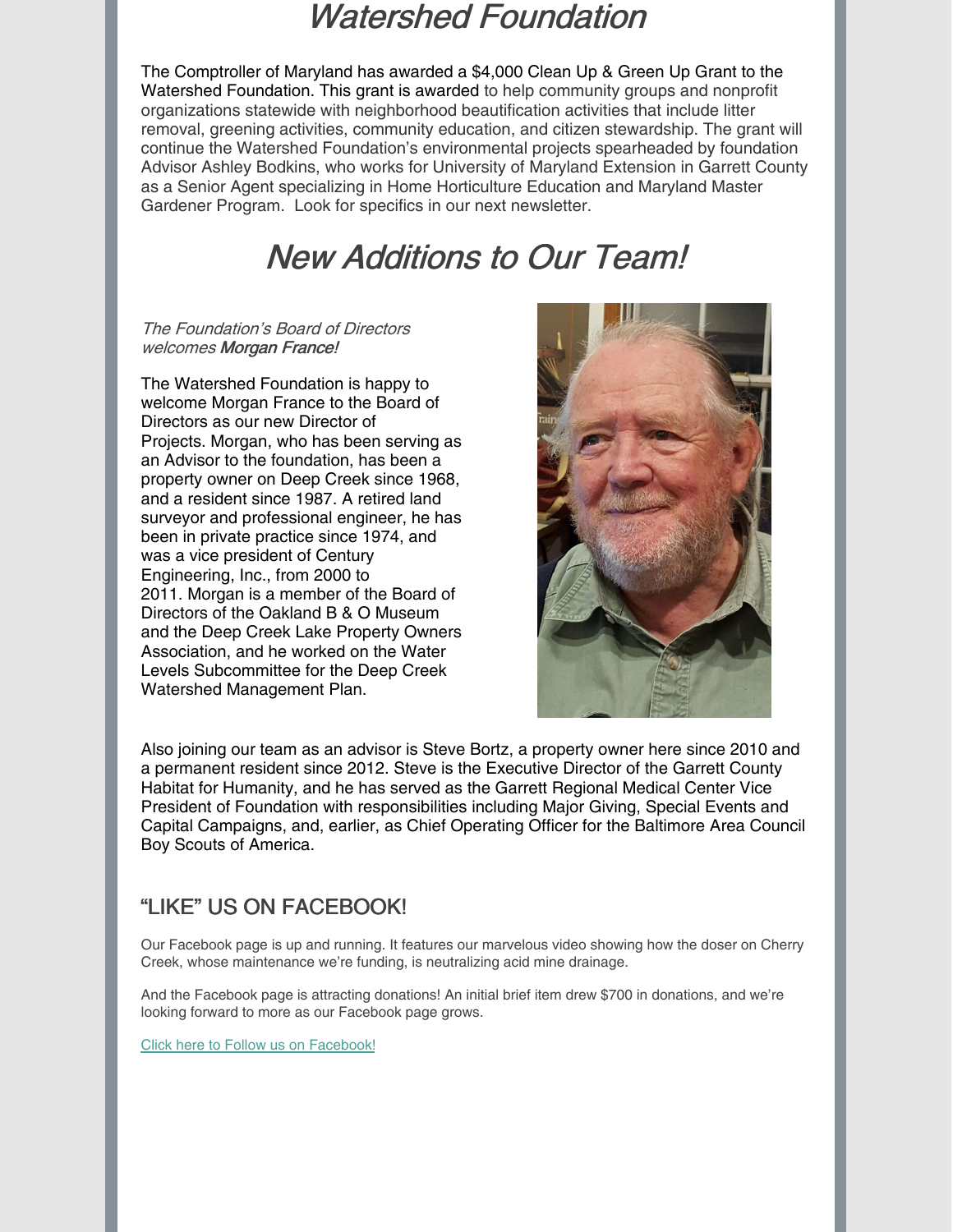## *Watershed Foundation*

The Comptroller of Maryland has awarded a $4,000 Clean Up & Green Up Grant to the Watershed Foundation. This grant is awarded to help community groups and nonprofit organizations statewide with neighborhood beautification activities that include litter removal, greening activities, community education, and citizen stewardship. The grant will continue the Watershed Foundation's environmental projects spearheaded by foundation Advisor Ashley Bodkins, who works for University of Maryland Extension in Garrett County as a Senior Agent specializing in Home Horticulture Education and Maryland Master Gardener Program. Look for specifics in our next newsletter.

## *New Additions to Our Team!*

*The Foundation's Board of Directors welcomes **Morgan France!***

The Watershed Foundation is happy to welcome Morgan France to the Board of Directors as our new Director of Projects. Morgan, who has been serving as an Advisor to the foundation, has been a property owner on Deep Creek since 1968, and a resident since 1987. A retired land surveyor and professional engineer, he has been in private practice since 1974, and was a vice president of Century Engineering, Inc., from 2000 to 2011. Morgan is a member of the Board of Directors of the Oakland B & O Museum and the Deep Creek Lake Property Owners Association, and he worked on the Water Levels Subcommittee for the Deep Creek Watershed Management Plan.

Also joining our team as an advisor is Steve Bortz, a property owner here since 2010 and a permanent resident since 2012. Steve is the Executive Director of the Garrett County Habitat for Humanity, and he has served as the Garrett Regional Medical Center Vice President of Foundation with responsibilities including Major Giving, Special Events and Capital Campaigns, and, earlier, as Chief Operating Officer for the Baltimore Area Council Boy Scouts of America.

### "LIKE" US ON FACEBOOK!

Our Facebook page is up and running. It features our marvelous video showing how the doser on Cherry Creek, whose maintenance we're funding, is neutralizing acid mine drainage.

And the Facebook page is attracting donations! An initial brief item drew $700 in donations, and we're looking forward to more as our Facebook page grows.

Click here to Follow us on Facebook!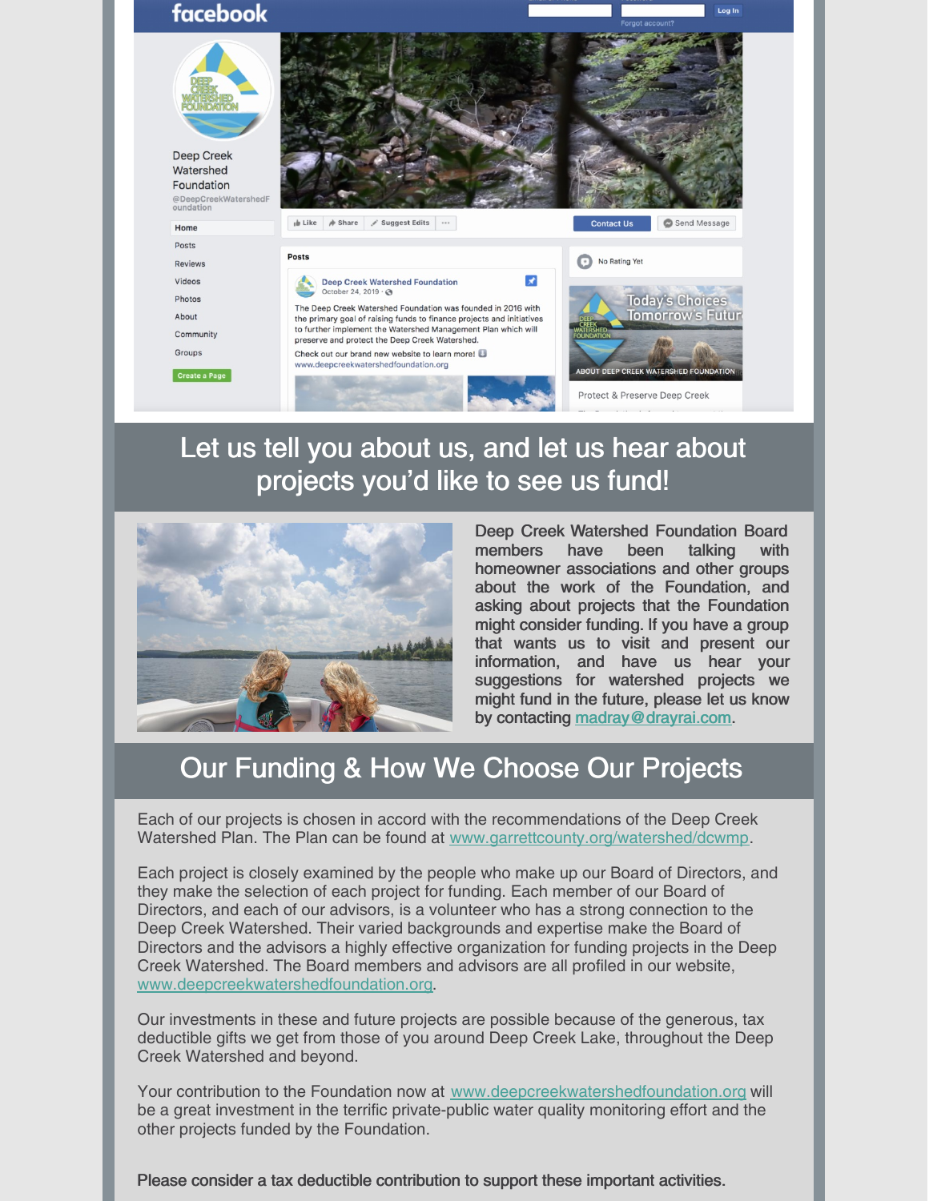## Let us tell you about us, and let us hear about projects you'd like to see us fund!

Deep Creek Watershed Foundation Board members have been talking with homeowner associations and other groups about the work of the Foundation, and asking about projects that the Foundation might consider funding. If you have a group that wants us to visit and present our information, and have us hear your suggestions for watershed projects we might fund in the future, please let us know by contacting madray@drayrai.com.

## Our Funding & How We Choose Our Projects

Each of our projects is chosen in accord with the recommendations of the Deep Creek Watershed Plan. The Plan can be found at www.garrettcounty.org/watershed/dcwmp.

Each project is closely examined by the people who make up our Board of Directors, and they make the selection of each project for funding. Each member of our Board of Directors, and each of our advisors, is a volunteer who has a strong connection to the Deep Creek Watershed. Their varied backgrounds and expertise make the Board of Directors and the advisors a highly effective organization for funding projects in the Deep Creek Watershed. The Board members and advisors are all profiled in our website, www.deepcreekwatershedfoundation.org.

Our investments in these and future projects are possible because of the generous, tax deductible gifts we get from those of you around Deep Creek Lake, throughout the Deep Creek Watershed and beyond.

Your contribution to the Foundation now at www.deepcreekwatershedfoundation.org will be a great investment in the terrific private-public water quality monitoring effort and the other projects funded by the Foundation.

**Please consider a tax deductible contribution to support these important activities.**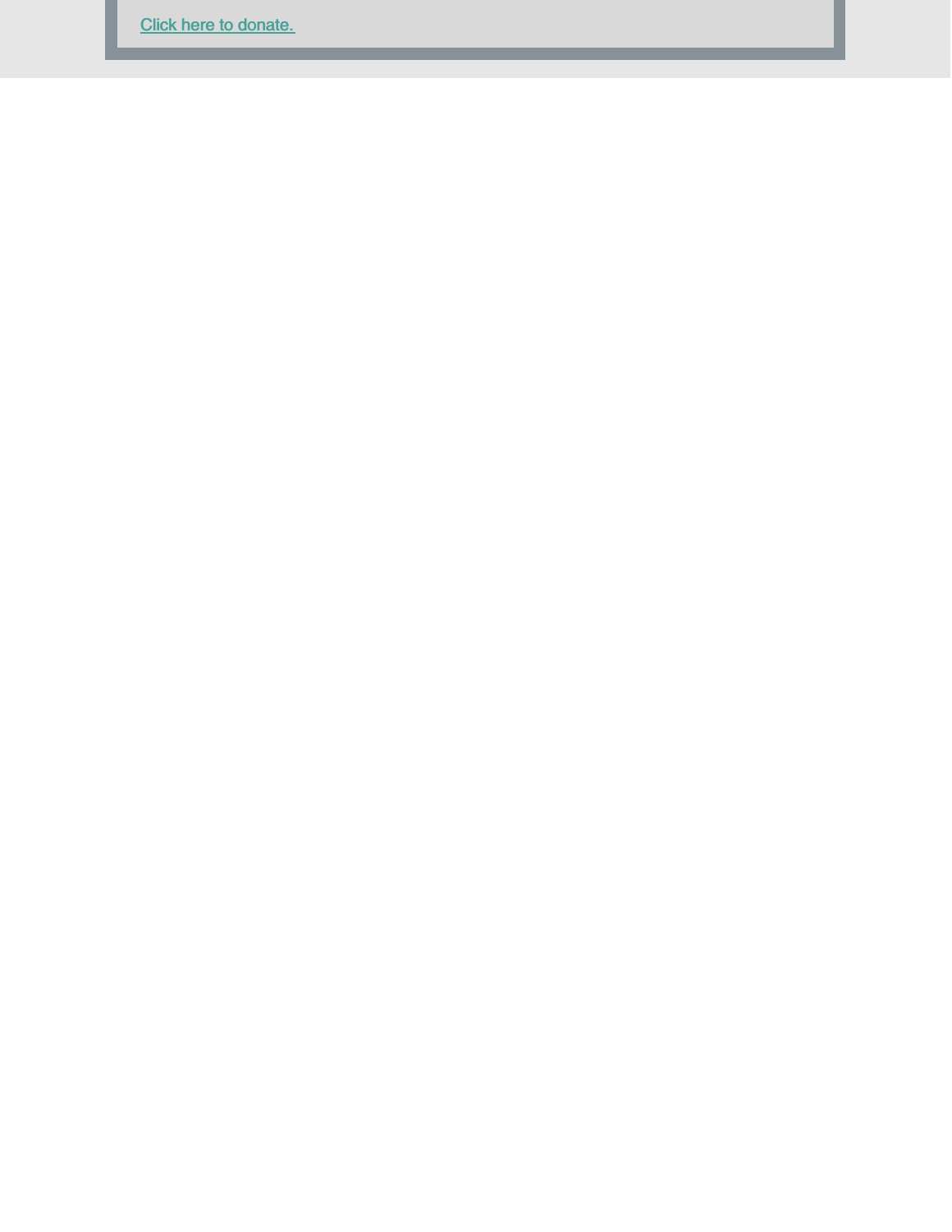Click here to donate.